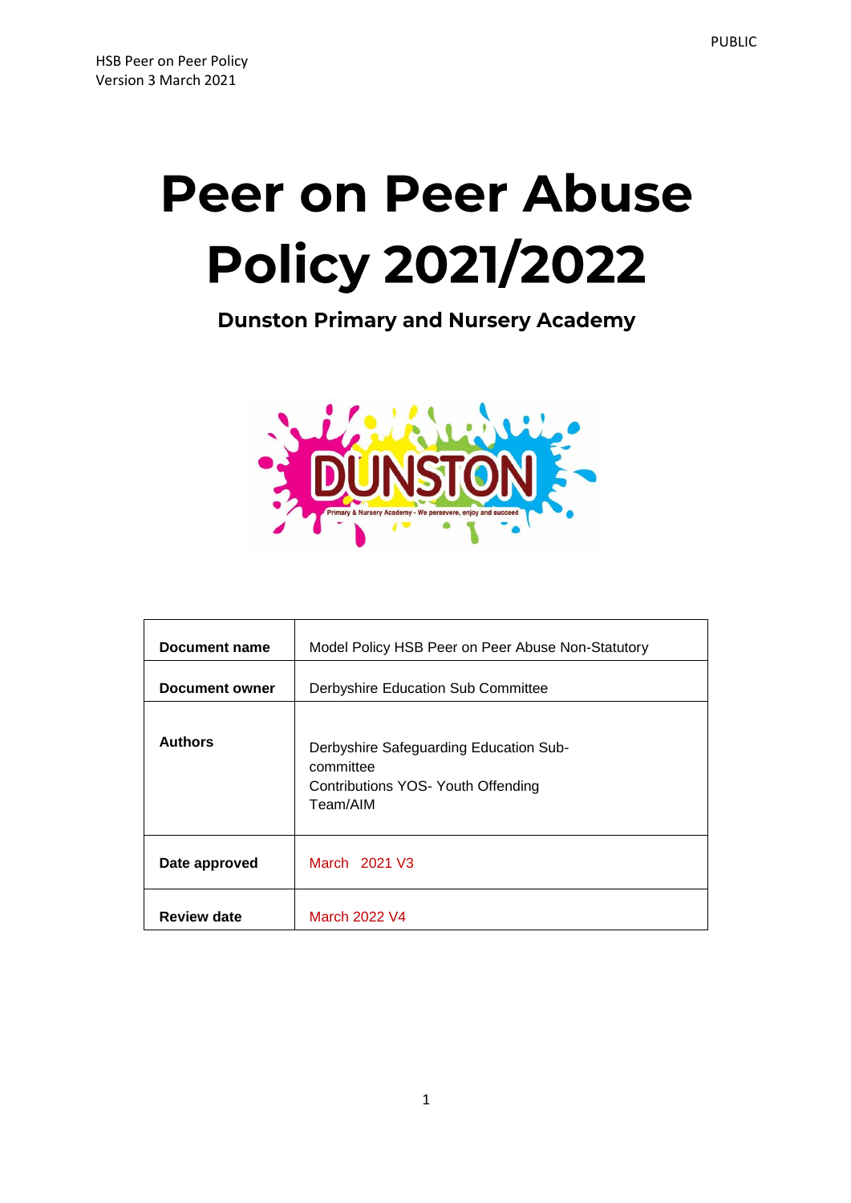# Peer on Peer Abuse Policy 2021/2022

## Dunston Primary and Nursery Academy

| Document name | Model Policy HSB Peer on Peer Abuse Non-Statutory |
|---|---|
| Document owner | Derbyshire Education Sub Committee |
| Authors | Derbyshire Safeguarding Education Sub-committee<br>Contributions YOS- Youth Offending Team/AIM |
| Date approved | March 2021 V3 |
| Review date | March 2022 V4 |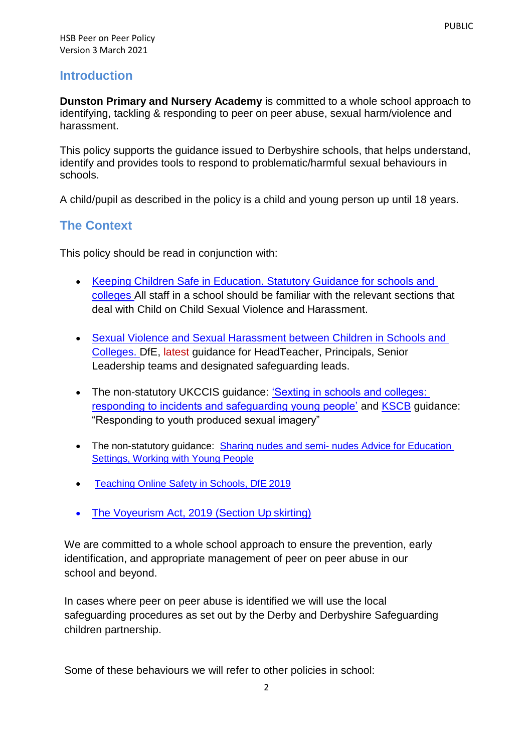## Introduction

**Dunston Primary and Nursery Academy** is committed to a whole school approach to identifying, tackling & responding to peer on peer abuse, sexual harm/violence and harassment.

This policy supports the guidance issued to Derbyshire schools, that helps understand, identify and provides tools to respond to problematic/harmful sexual behaviours in schools.

A child/pupil as described in the policy is a child and young person up until 18 years.

## The Context

This policy should be read in conjunction with:

- Keeping Children Safe in Education. Statutory Guidance for schools and colleges All staff in a school should be familiar with the relevant sections that deal with Child on Child Sexual Violence and Harassment.
- Sexual Violence and Sexual Harassment between Children in Schools and Colleges. DfE, latest guidance for HeadTeacher, Principals, Senior Leadership teams and designated safeguarding leads.
- The non-statutory UKCCIS guidance: 'Sexting in schools and colleges: responding to incidents and safeguarding young people' and KSCB guidance: "Responding to youth produced sexual imagery"
- The non-statutory guidance: Sharing nudes and semi- nudes Advice for Education Settings, Working with Young People
- Teaching Online Safety in Schools, DfE 2019
- The Voyeurism Act, 2019 (Section Up skirting)

We are committed to a whole school approach to ensure the prevention, early identification, and appropriate management of peer on peer abuse in our school and beyond.

In cases where peer on peer abuse is identified we will use the local safeguarding procedures as set out by the Derby and Derbyshire Safeguarding children partnership.

Some of these behaviours we will refer to other policies in school: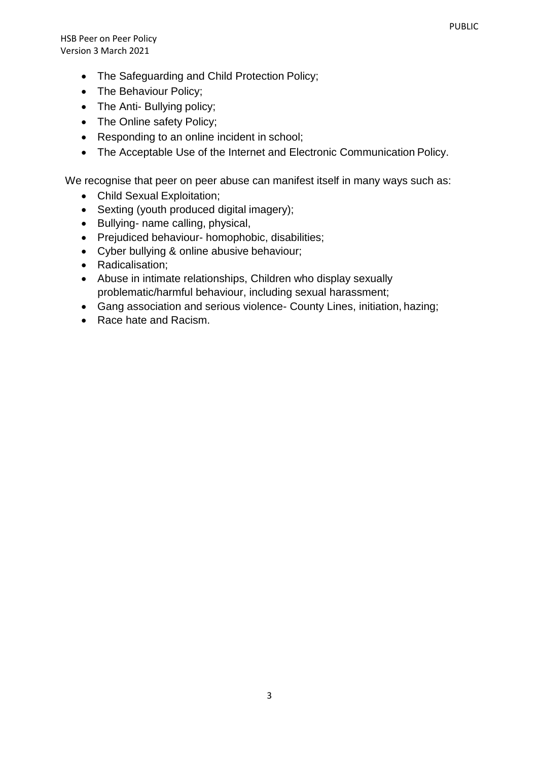- The Safeguarding and Child Protection Policy;
- The Behaviour Policy;
- The Anti- Bullying policy;
- The Online safety Policy;
- Responding to an online incident in school;
- The Acceptable Use of the Internet and Electronic Communication Policy.

We recognise that peer on peer abuse can manifest itself in many ways such as:

- Child Sexual Exploitation;
- Sexting (youth produced digital imagery);
- Bullying- name calling, physical,
- Prejudiced behaviour- homophobic, disabilities;
- Cyber bullying & online abusive behaviour;
- Radicalisation;
- Abuse in intimate relationships, Children who display sexually problematic/harmful behaviour, including sexual harassment;
- Gang association and serious violence- County Lines, initiation, hazing;
- Race hate and Racism.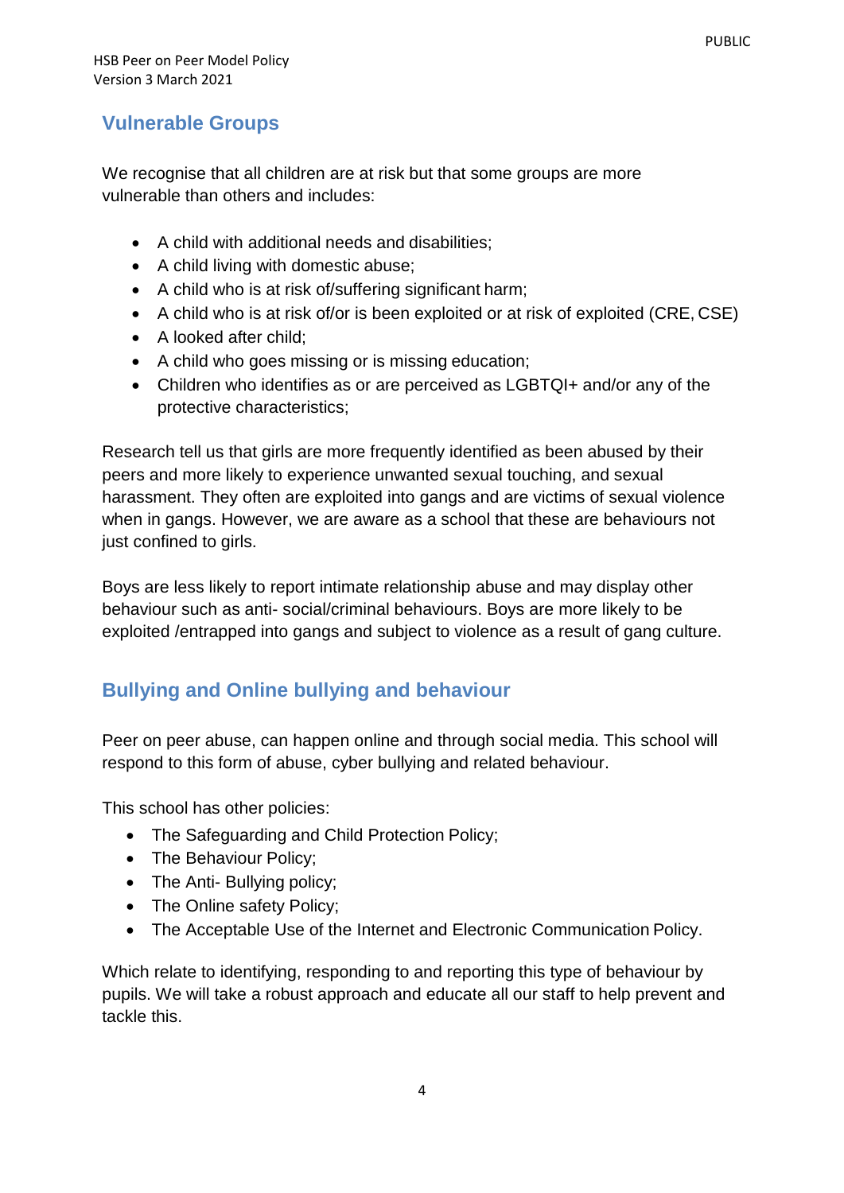## Vulnerable Groups

We recognise that all children are at risk but that some groups are more vulnerable than others and includes:

- A child with additional needs and disabilities;
- A child living with domestic abuse;
- A child who is at risk of/suffering significant harm;
- A child who is at risk of/or is been exploited or at risk of exploited (CRE, CSE)
- A looked after child;
- A child who goes missing or is missing education;
- Children who identifies as or are perceived as LGBTQI+ and/or any of the protective characteristics;

Research tell us that girls are more frequently identified as been abused by their peers and more likely to experience unwanted sexual touching, and sexual harassment. They often are exploited into gangs and are victims of sexual violence when in gangs. However, we are aware as a school that these are behaviours not just confined to girls.

Boys are less likely to report intimate relationship abuse and may display other behaviour such as anti- social/criminal behaviours. Boys are more likely to be exploited /entrapped into gangs and subject to violence as a result of gang culture.

## Bullying and Online bullying and behaviour

Peer on peer abuse, can happen online and through social media. This school will respond to this form of abuse, cyber bullying and related behaviour.

This school has other policies:

- The Safeguarding and Child Protection Policy;
- The Behaviour Policy;
- The Anti- Bullying policy;
- The Online safety Policy;
- The Acceptable Use of the Internet and Electronic Communication Policy.

Which relate to identifying, responding to and reporting this type of behaviour by pupils. We will take a robust approach and educate all our staff to help prevent and tackle this.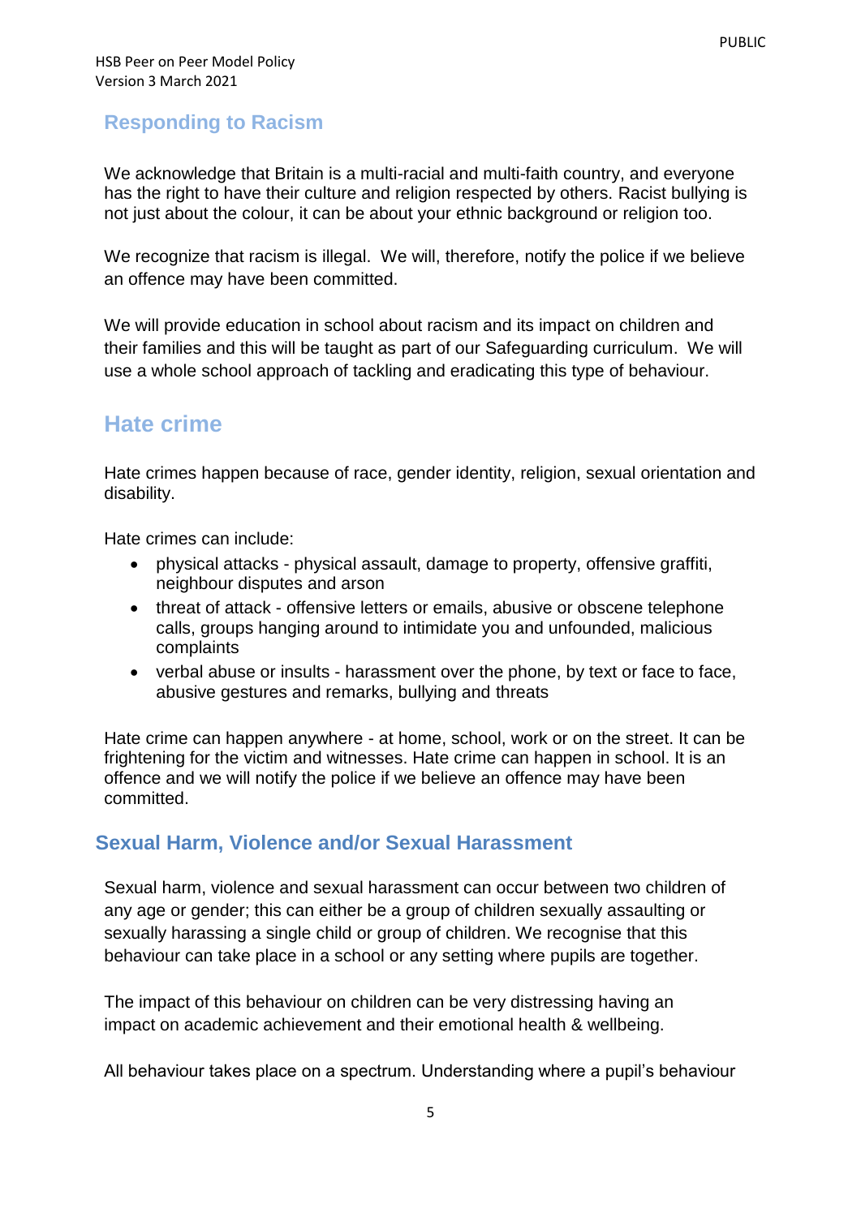## Responding to Racism

We acknowledge that Britain is a multi-racial and multi-faith country, and everyone has the right to have their culture and religion respected by others. Racist bullying is not just about the colour, it can be about your ethnic background or religion too.

We recognize that racism is illegal. We will, therefore, notify the police if we believe an offence may have been committed.

We will provide education in school about racism and its impact on children and their families and this will be taught as part of our Safeguarding curriculum. We will use a whole school approach of tackling and eradicating this type of behaviour.

## Hate crime

Hate crimes happen because of race, gender identity, religion, sexual orientation and disability.

Hate crimes can include:

- physical attacks - physical assault, damage to property, offensive graffiti, neighbour disputes and arson
- threat of attack - offensive letters or emails, abusive or obscene telephone calls, groups hanging around to intimidate you and unfounded, malicious complaints
- verbal abuse or insults - harassment over the phone, by text or face to face, abusive gestures and remarks, bullying and threats

Hate crime can happen anywhere - at home, school, work or on the street. It can be frightening for the victim and witnesses. Hate crime can happen in school. It is an offence and we will notify the police if we believe an offence may have been committed.

### Sexual Harm, Violence and/or Sexual Harassment

Sexual harm, violence and sexual harassment can occur between two children of any age or gender; this can either be a group of children sexually assaulting or sexually harassing a single child or group of children. We recognise that this behaviour can take place in a school or any setting where pupils are together.

The impact of this behaviour on children can be very distressing having an impact on academic achievement and their emotional health & wellbeing.

All behaviour takes place on a spectrum. Understanding where a pupil's behaviour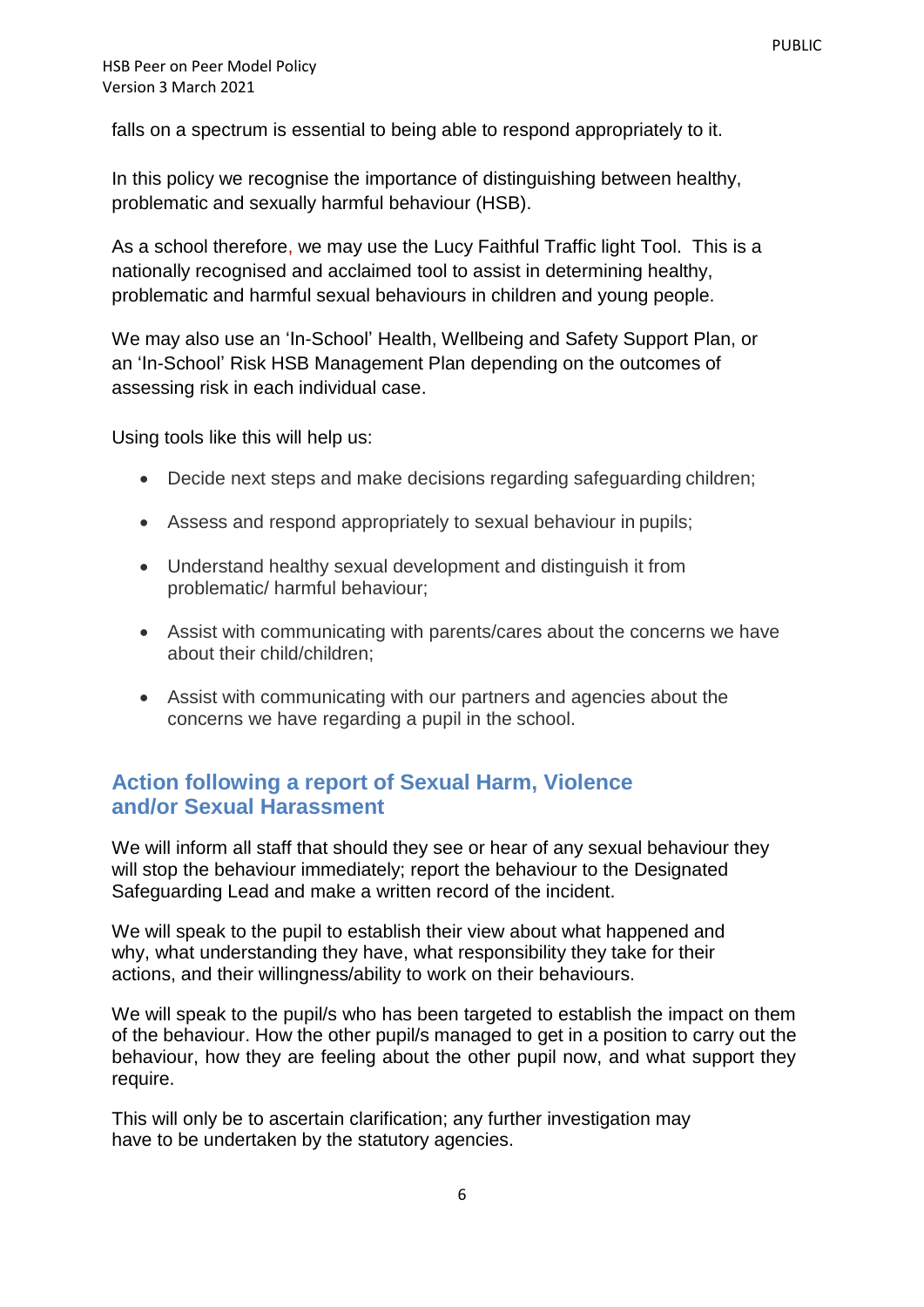falls on a spectrum is essential to being able to respond appropriately to it.

In this policy we recognise the importance of distinguishing between healthy, problematic and sexually harmful behaviour (HSB).

As a school therefore, we may use the Lucy Faithful Traffic light Tool. This is a nationally recognised and acclaimed tool to assist in determining healthy, problematic and harmful sexual behaviours in children and young people.

We may also use an 'In-School' Health, Wellbeing and Safety Support Plan, or an 'In-School' Risk HSB Management Plan depending on the outcomes of assessing risk in each individual case.

Using tools like this will help us:

- Decide next steps and make decisions regarding safeguarding children;
- Assess and respond appropriately to sexual behaviour in pupils;
- Understand healthy sexual development and distinguish it from problematic/ harmful behaviour;
- Assist with communicating with parents/cares about the concerns we have about their child/children;
- Assist with communicating with our partners and agencies about the concerns we have regarding a pupil in the school.

## Action following a report of Sexual Harm, Violence and/or Sexual Harassment

We will inform all staff that should they see or hear of any sexual behaviour they will stop the behaviour immediately; report the behaviour to the Designated Safeguarding Lead and make a written record of the incident.

We will speak to the pupil to establish their view about what happened and why, what understanding they have, what responsibility they take for their actions, and their willingness/ability to work on their behaviours.

We will speak to the pupil/s who has been targeted to establish the impact on them of the behaviour. How the other pupil/s managed to get in a position to carry out the behaviour, how they are feeling about the other pupil now, and what support they require.

This will only be to ascertain clarification; any further investigation may have to be undertaken by the statutory agencies.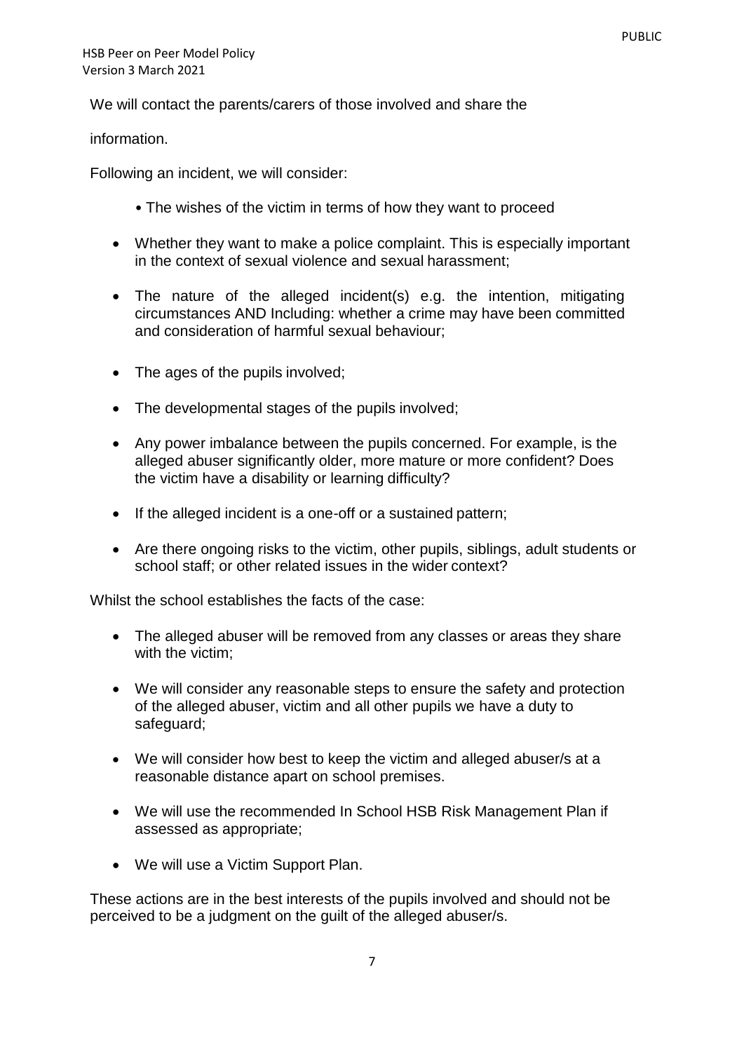We will contact the parents/carers of those involved and share the information.

Following an incident, we will consider:

- The wishes of the victim in terms of how they want to proceed
- Whether they want to make a police complaint. This is especially important in the context of sexual violence and sexual harassment;
- The nature of the alleged incident(s) e.g. the intention, mitigating circumstances AND Including: whether a crime may have been committed and consideration of harmful sexual behaviour;
- The ages of the pupils involved;
- The developmental stages of the pupils involved;
- Any power imbalance between the pupils concerned. For example, is the alleged abuser significantly older, more mature or more confident? Does the victim have a disability or learning difficulty?
- If the alleged incident is a one-off or a sustained pattern;
- Are there ongoing risks to the victim, other pupils, siblings, adult students or school staff; or other related issues in the wider context?

Whilst the school establishes the facts of the case:

- The alleged abuser will be removed from any classes or areas they share with the victim;
- We will consider any reasonable steps to ensure the safety and protection of the alleged abuser, victim and all other pupils we have a duty to safeguard;
- We will consider how best to keep the victim and alleged abuser/s at a reasonable distance apart on school premises.
- We will use the recommended In School HSB Risk Management Plan if assessed as appropriate;
- We will use a Victim Support Plan.

These actions are in the best interests of the pupils involved and should not be perceived to be a judgment on the guilt of the alleged abuser/s.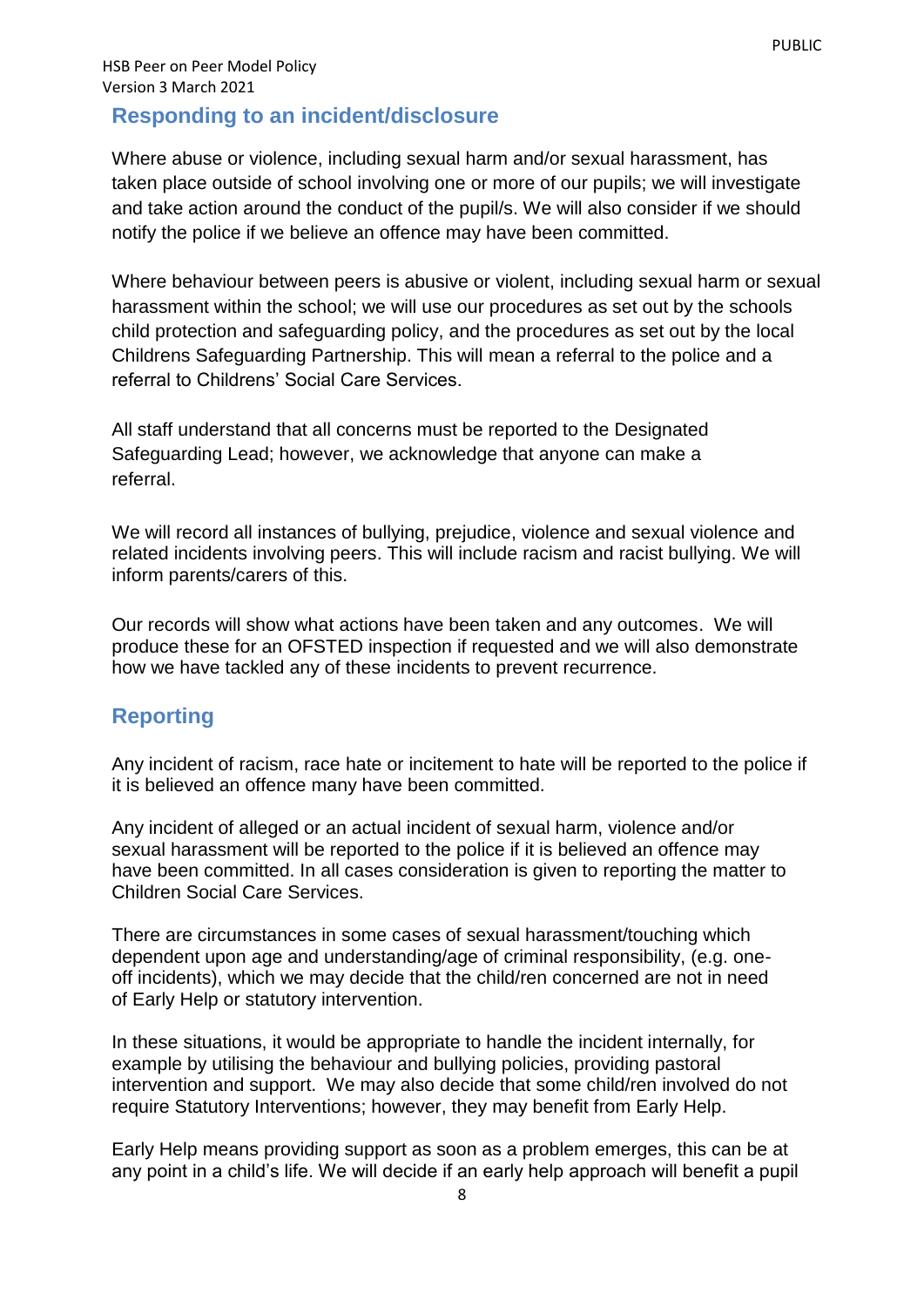## Responding to an incident/disclosure

Where abuse or violence, including sexual harm and/or sexual harassment, has taken place outside of school involving one or more of our pupils; we will investigate and take action around the conduct of the pupil/s. We will also consider if we should notify the police if we believe an offence may have been committed.

Where behaviour between peers is abusive or violent, including sexual harm or sexual harassment within the school; we will use our procedures as set out by the schools child protection and safeguarding policy, and the procedures as set out by the local Childrens Safeguarding Partnership. This will mean a referral to the police and a referral to Childrens' Social Care Services.

All staff understand that all concerns must be reported to the Designated Safeguarding Lead; however, we acknowledge that anyone can make a referral.

We will record all instances of bullying, prejudice, violence and sexual violence and related incidents involving peers. This will include racism and racist bullying. We will inform parents/carers of this.

Our records will show what actions have been taken and any outcomes. We will produce these for an OFSTED inspection if requested and we will also demonstrate how we have tackled any of these incidents to prevent recurrence.

## Reporting

Any incident of racism, race hate or incitement to hate will be reported to the police if it is believed an offence many have been committed.

Any incident of alleged or an actual incident of sexual harm, violence and/or sexual harassment will be reported to the police if it is believed an offence may have been committed. In all cases consideration is given to reporting the matter to Children Social Care Services.

There are circumstances in some cases of sexual harassment/touching which dependent upon age and understanding/age of criminal responsibility, (e.g. one-off incidents), which we may decide that the child/ren concerned are not in need of Early Help or statutory intervention.

In these situations, it would be appropriate to handle the incident internally, for example by utilising the behaviour and bullying policies, providing pastoral intervention and support. We may also decide that some child/ren involved do not require Statutory Interventions; however, they may benefit from Early Help.

Early Help means providing support as soon as a problem emerges, this can be at any point in a child's life. We will decide if an early help approach will benefit a pupil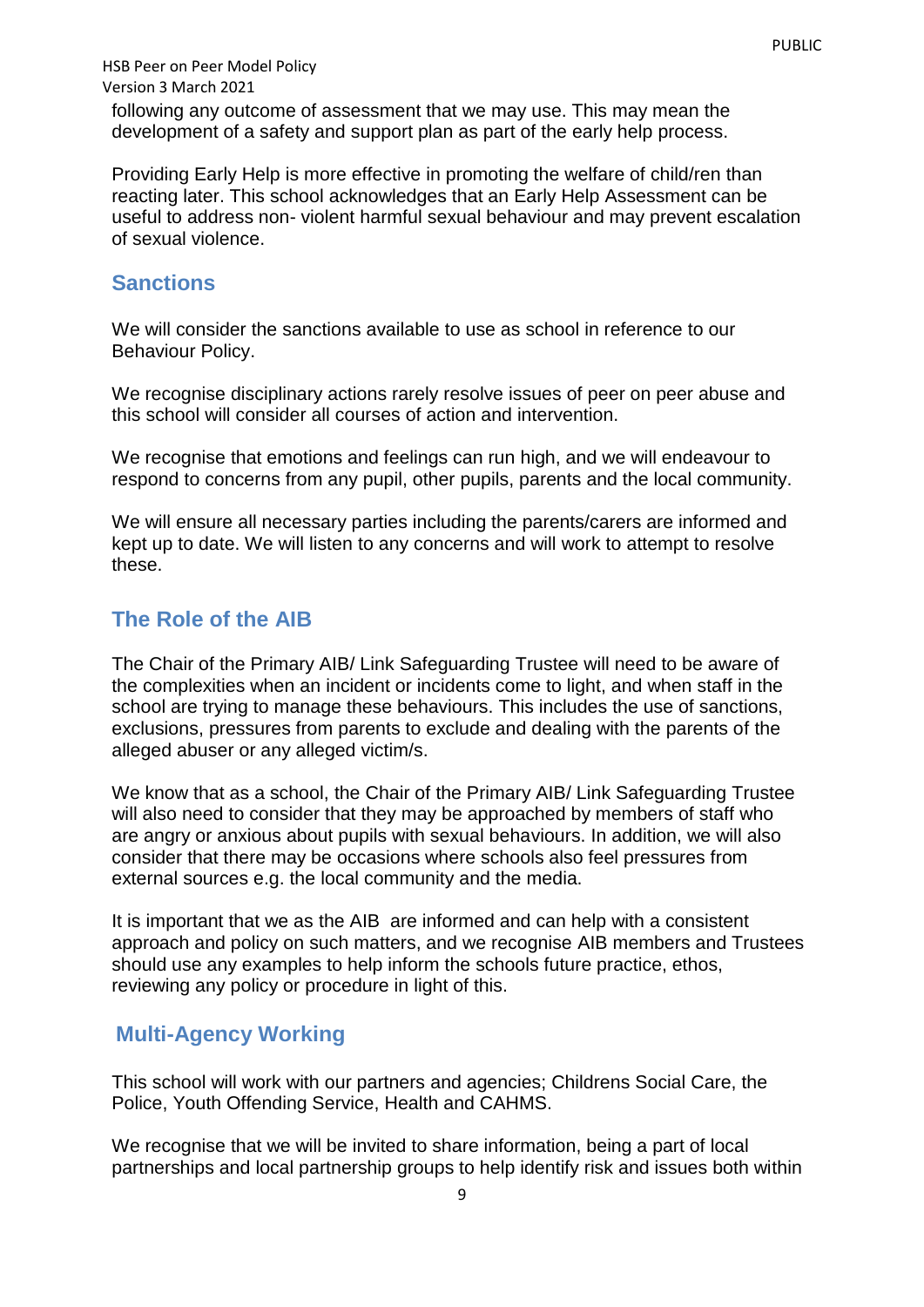following any outcome of assessment that we may use. This may mean the development of a safety and support plan as part of the early help process.

Providing Early Help is more effective in promoting the welfare of child/ren than reacting later. This school acknowledges that an Early Help Assessment can be useful to address non- violent harmful sexual behaviour and may prevent escalation of sexual violence.

## Sanctions

We will consider the sanctions available to use as school in reference to our Behaviour Policy.

We recognise disciplinary actions rarely resolve issues of peer on peer abuse and this school will consider all courses of action and intervention.

We recognise that emotions and feelings can run high, and we will endeavour to respond to concerns from any pupil, other pupils, parents and the local community.

We will ensure all necessary parties including the parents/carers are informed and kept up to date. We will listen to any concerns and will work to attempt to resolve these.

## The Role of the AIB

The Chair of the Primary AIB/ Link Safeguarding Trustee will need to be aware of the complexities when an incident or incidents come to light, and when staff in the school are trying to manage these behaviours. This includes the use of sanctions, exclusions, pressures from parents to exclude and dealing with the parents of the alleged abuser or any alleged victim/s.

We know that as a school, the Chair of the Primary AIB/ Link Safeguarding Trustee will also need to consider that they may be approached by members of staff who are angry or anxious about pupils with sexual behaviours. In addition, we will also consider that there may be occasions where schools also feel pressures from external sources e.g. the local community and the media.

It is important that we as the AIB are informed and can help with a consistent approach and policy on such matters, and we recognise AIB members and Trustees should use any examples to help inform the schools future practice, ethos, reviewing any policy or procedure in light of this.

## Multi-Agency Working

This school will work with our partners and agencies; Childrens Social Care, the Police, Youth Offending Service, Health and CAHMS.

We recognise that we will be invited to share information, being a part of local partnerships and local partnership groups to help identify risk and issues both within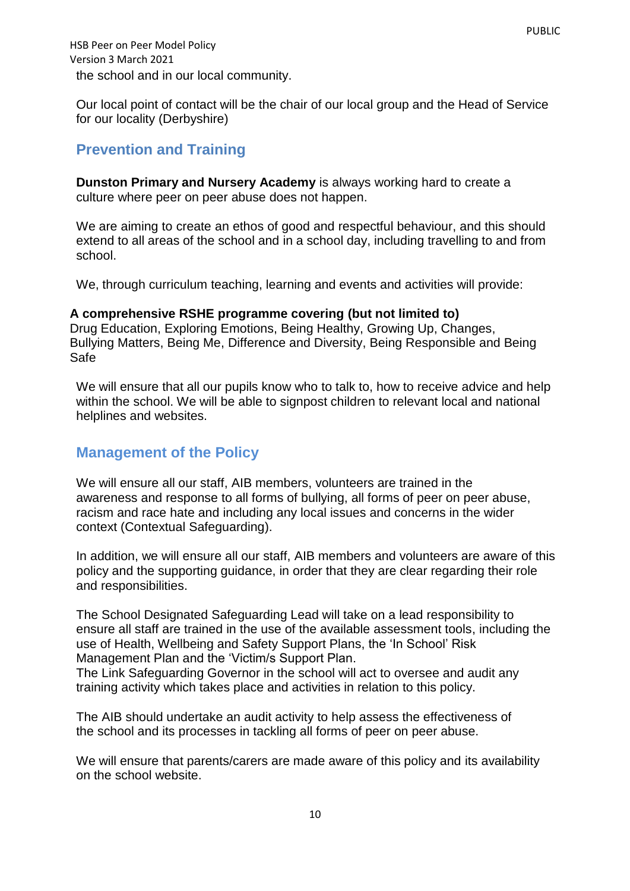the school and in our local community.

Our local point of contact will be the chair of our local group and the Head of Service for our locality (Derbyshire)

## Prevention and Training

**Dunston Primary and Nursery Academy** is always working hard to create a culture where peer on peer abuse does not happen.

We are aiming to create an ethos of good and respectful behaviour, and this should extend to all areas of the school and in a school day, including travelling to and from school.

We, through curriculum teaching, learning and events and activities will provide:

**A comprehensive RSHE programme covering (but not limited to)**
Drug Education, Exploring Emotions, Being Healthy, Growing Up, Changes, Bullying Matters, Being Me, Difference and Diversity, Being Responsible and Being Safe

We will ensure that all our pupils know who to talk to, how to receive advice and help within the school. We will be able to signpost children to relevant local and national helplines and websites.

## Management of the Policy

We will ensure all our staff, AIB members, volunteers are trained in the awareness and response to all forms of bullying, all forms of peer on peer abuse, racism and race hate and including any local issues and concerns in the wider context (Contextual Safeguarding).

In addition, we will ensure all our staff, AIB members and volunteers are aware of this policy and the supporting guidance, in order that they are clear regarding their role and responsibilities.

The School Designated Safeguarding Lead will take on a lead responsibility to ensure all staff are trained in the use of the available assessment tools, including the use of Health, Wellbeing and Safety Support Plans, the 'In School' Risk Management Plan and the 'Victim/s Support Plan.
The Link Safeguarding Governor in the school will act to oversee and audit any training activity which takes place and activities in relation to this policy.

The AIB should undertake an audit activity to help assess the effectiveness of the school and its processes in tackling all forms of peer on peer abuse.

We will ensure that parents/carers are made aware of this policy and its availability on the school website.